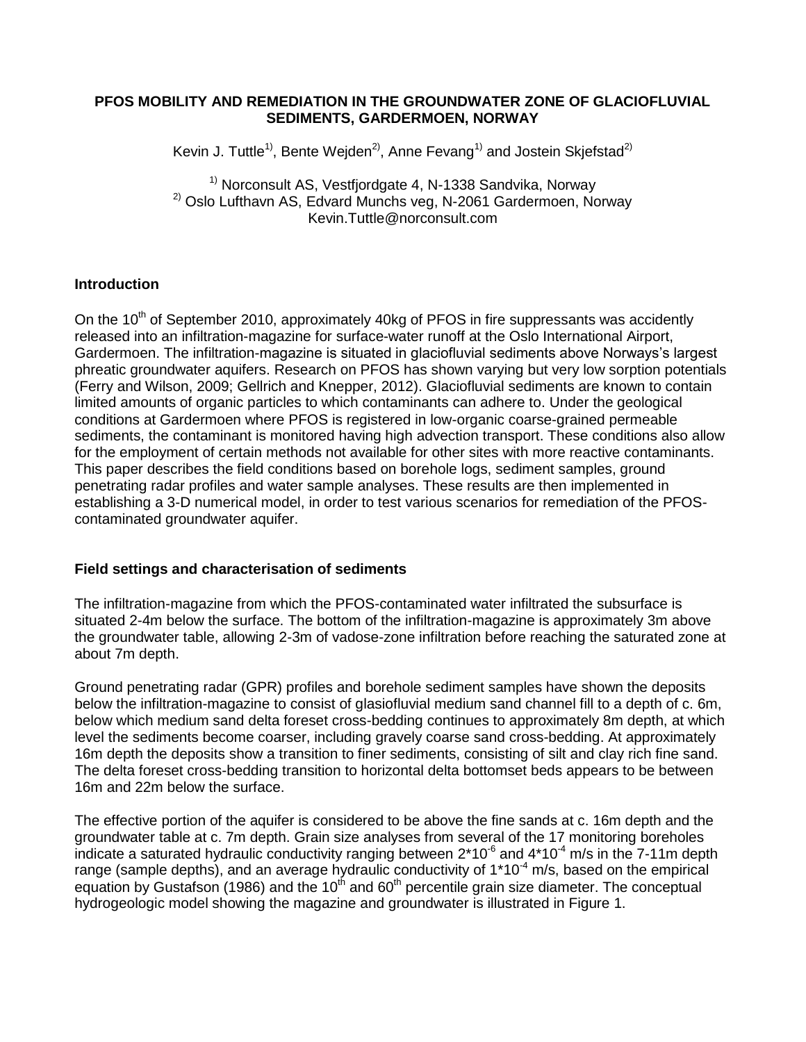# PFOS MOBILITY AND REMEDIATION IN THE GROUNDWATER ZONE OF GLACIOFLUVIAL SEDIMENTS, GARDERMOEN, NORWAY

Kevin J. Tuttle[1)], Bente Wejden[2)], Anne Fevang[1)] and Jostein Skjefstad[2)]

[1)] Norconsult AS, Vestfjordgate 4, N-1338 Sandvika, Norway
[2)] Oslo Lufthavn AS, Edvard Munchs veg, N-2061 Gardermoen, Norway
Kevin.Tuttle@norconsult.com

## Introduction

On the $10^{th}$ of September 2010, approximately 40kg of PFOS in fire suppressants was accidently released into an infiltration-magazine for surface-water runoff at the Oslo International Airport, Gardermoen. The infiltration-magazine is situated in glaciofluvial sediments above Norways's largest phreatic groundwater aquifers. Research on PFOS has shown varying but very low sorption potentials (Ferry and Wilson, 2009; Gellrich and Knepper, 2012). Glaciofluvial sediments are known to contain limited amounts of organic particles to which contaminants can adhere to. Under the geological conditions at Gardermoen where PFOS is registered in low-organic coarse-grained permeable sediments, the contaminant is monitored having high advection transport. These conditions also allow for the employment of certain methods not available for other sites with more reactive contaminants. This paper describes the field conditions based on borehole logs, sediment samples, ground penetrating radar profiles and water sample analyses. These results are then implemented in establishing a 3-D numerical model, in order to test various scenarios for remediation of the PFOS-contaminated groundwater aquifer.

## Field settings and characterisation of sediments

The infiltration-magazine from which the PFOS-contaminated water infiltrated the subsurface is situated 2-4m below the surface. The bottom of the infiltration-magazine is approximately 3m above the groundwater table, allowing 2-3m of vadose-zone infiltration before reaching the saturated zone at about 7m depth.

Ground penetrating radar (GPR) profiles and borehole sediment samples have shown the deposits below the infiltration-magazine to consist of glasiofluvial medium sand channel fill to a depth of c. 6m, below which medium sand delta foreset cross-bedding continues to approximately 8m depth, at which level the sediments become coarser, including gravely coarse sand cross-bedding. At approximately 16m depth the deposits show a transition to finer sediments, consisting of silt and clay rich fine sand. The delta foreset cross-bedding transition to horizontal delta bottomset beds appears to be between 16m and 22m below the surface.

The effective portion of the aquifer is considered to be above the fine sands at c. 16m depth and the groundwater table at c. 7m depth. Grain size analyses from several of the 17 monitoring boreholes indicate a saturated hydraulic conductivity ranging between $2*10^{-6}$ and $4*10^{-4}$ m/s in the 7-11m depth range (sample depths), and an average hydraulic conductivity of $1*10^{-4}$ m/s, based on the empirical equation by Gustafson (1986) and the $10^{th}$ and $60^{th}$ percentile grain size diameter. The conceptual hydrogeologic model showing the magazine and groundwater is illustrated in Figure 1.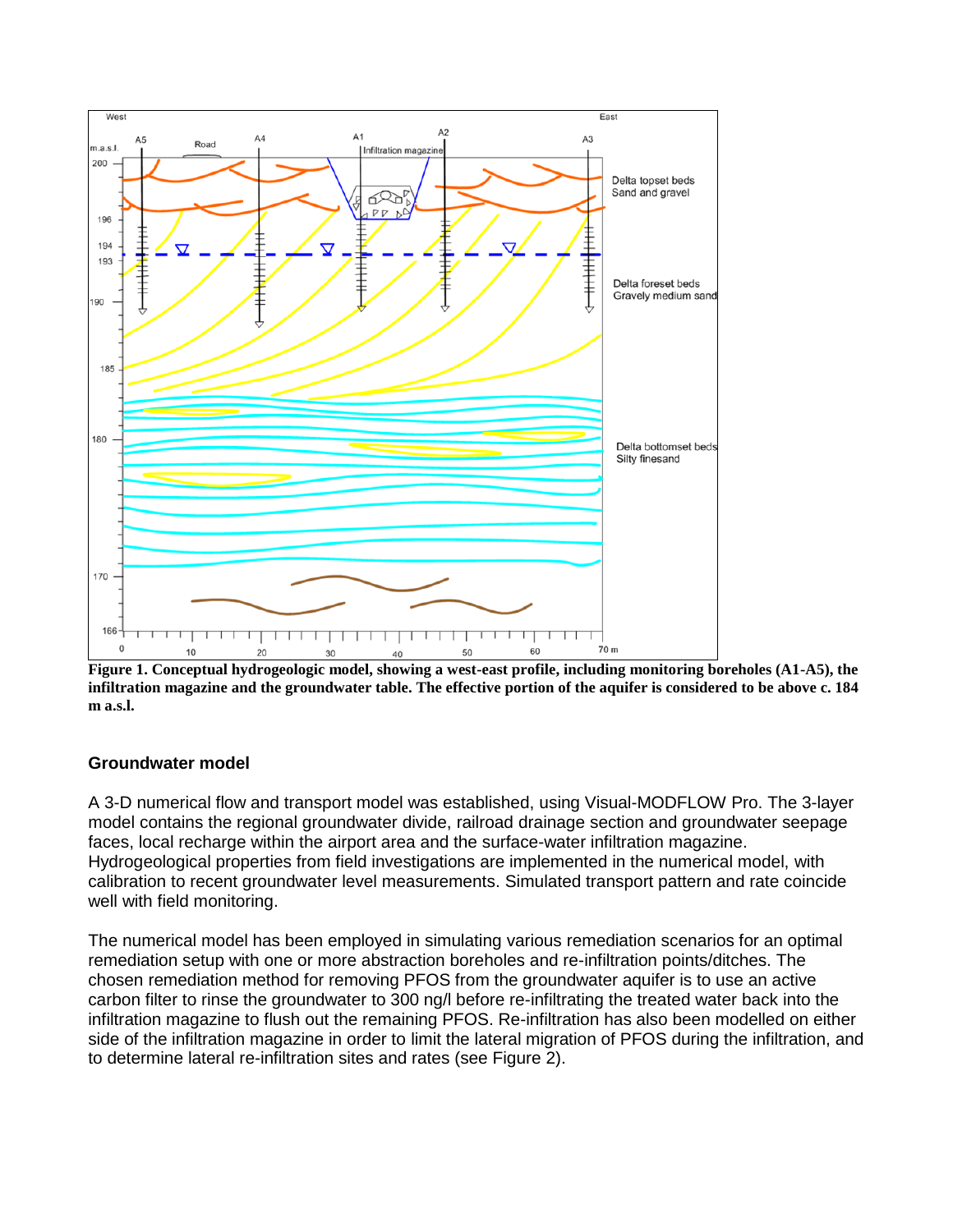**Figure 1. Conceptual hydrogeologic model, showing a west-east profile, including monitoring boreholes (A1-A5), the infiltration magazine and the groundwater table. The effective portion of the aquifer is considered to be above c. 184 m a.s.l.**

## Groundwater model

A 3-D numerical flow and transport model was established, using Visual-MODFLOW Pro. The 3-layer model contains the regional groundwater divide, railroad drainage section and groundwater seepage faces, local recharge within the airport area and the surface-water infiltration magazine. Hydrogeological properties from field investigations are implemented in the numerical model, with calibration to recent groundwater level measurements. Simulated transport pattern and rate coincide well with field monitoring.

The numerical model has been employed in simulating various remediation scenarios for an optimal remediation setup with one or more abstraction boreholes and re-infiltration points/ditches. The chosen remediation method for removing PFOS from the groundwater aquifer is to use an active carbon filter to rinse the groundwater to 300 ng/l before re-infiltrating the treated water back into the infiltration magazine to flush out the remaining PFOS. Re-infiltration has also been modelled on either side of the infiltration magazine in order to limit the lateral migration of PFOS during the infiltration, and to determine lateral re-infiltration sites and rates (see Figure 2).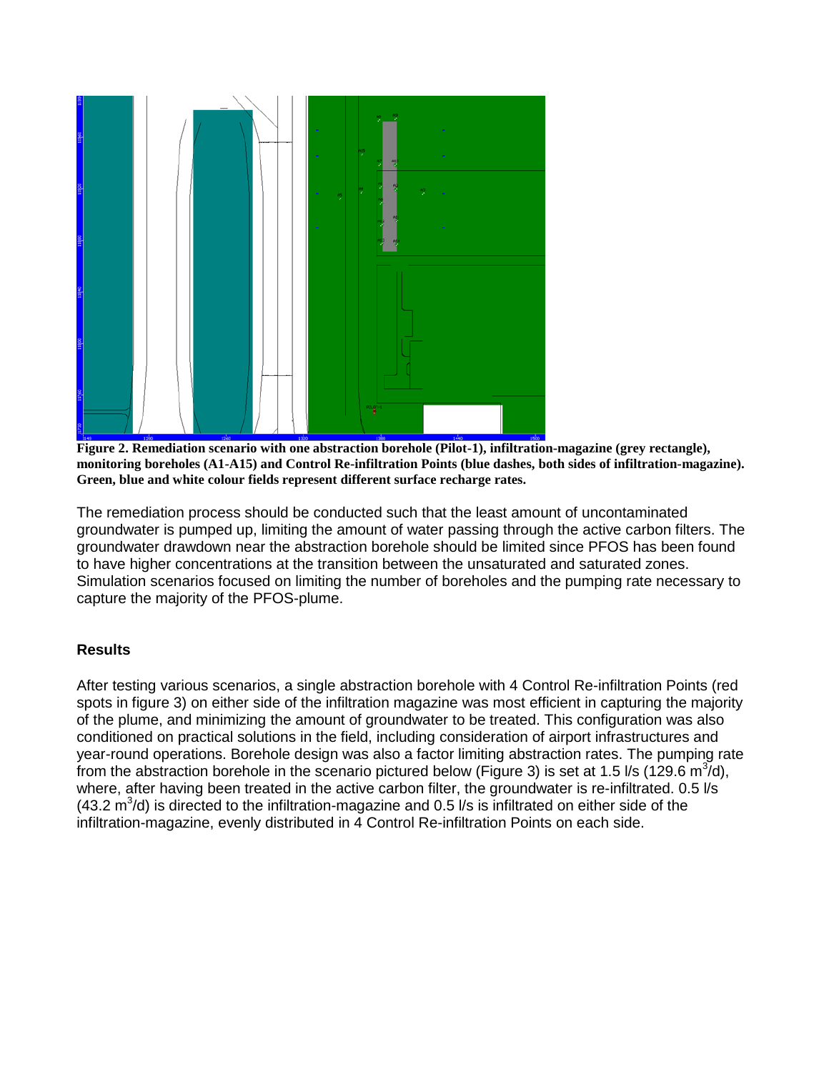**Figure 2. Remediation scenario with one abstraction borehole (Pilot-1), infiltration-magazine (grey rectangle), monitoring boreholes (A1-A15) and Control Re-infiltration Points (blue dashes, both sides of infiltration-magazine). Green, blue and white colour fields represent different surface recharge rates.**

The remediation process should be conducted such that the least amount of uncontaminated groundwater is pumped up, limiting the amount of water passing through the active carbon filters. The groundwater drawdown near the abstraction borehole should be limited since PFOS has been found to have higher concentrations at the transition between the unsaturated and saturated zones. Simulation scenarios focused on limiting the number of boreholes and the pumping rate necessary to capture the majority of the PFOS-plume.

## Results

After testing various scenarios, a single abstraction borehole with 4 Control Re-infiltration Points (red spots in figure 3) on either side of the infiltration magazine was most efficient in capturing the majority of the plume, and minimizing the amount of groundwater to be treated. This configuration was also conditioned on practical solutions in the field, including consideration of airport infrastructures and year-round operations. Borehole design was also a factor limiting abstraction rates. The pumping rate from the abstraction borehole in the scenario pictured below (Figure 3) is set at 1.5 l/s (129.6 $m^3$/d), where, after having been treated in the active carbon filter, the groundwater is re-infiltrated. 0.5 l/s (43.2 $m^3$/d) is directed to the infiltration-magazine and 0.5 l/s is infiltrated on either side of the infiltration-magazine, evenly distributed in 4 Control Re-infiltration Points on each side.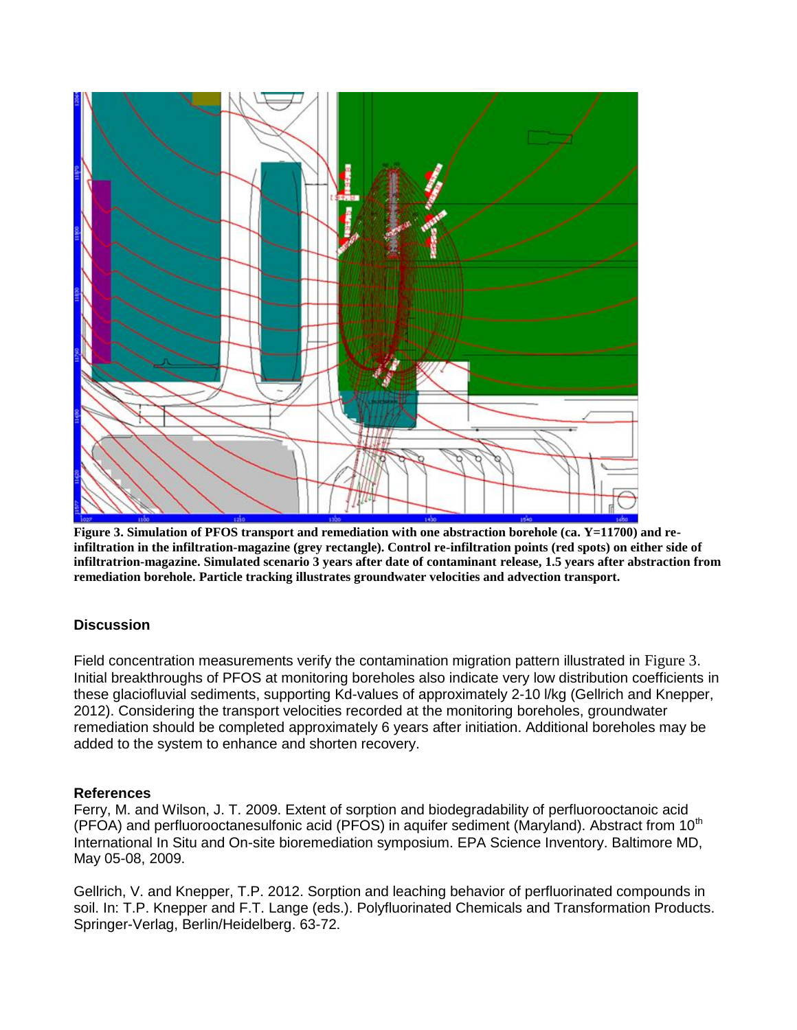**Figure 3. Simulation of PFOS transport and remediation with one abstraction borehole (ca. Y=11700) and re-infiltration in the infiltration-magazine (grey rectangle). Control re-infiltration points (red spots) on either side of infiltratrion-magazine. Simulated scenario 3 years after date of contaminant release, 1.5 years after abstraction from remediation borehole. Particle tracking illustrates groundwater velocities and advection transport.**

## Discussion

Field concentration measurements verify the contamination migration pattern illustrated in Figure 3. Initial breakthroughs of PFOS at monitoring boreholes also indicate very low distribution coefficients in these glaciofluvial sediments, supporting Kd-values of approximately 2-10 l/kg (Gellrich and Knepper, 2012). Considering the transport velocities recorded at the monitoring boreholes, groundwater remediation should be completed approximately 6 years after initiation. Additional boreholes may be added to the system to enhance and shorten recovery.

## References

Ferry, M. and Wilson, J. T. 2009. Extent of sorption and biodegradability of perfluorooctanoic acid (PFOA) and perfluorooctanesulfonic acid (PFOS) in aquifer sediment (Maryland). Abstract from 10th International In Situ and On-site bioremediation symposium. EPA Science Inventory. Baltimore MD, May 05-08, 2009.

Gellrich, V. and Knepper, T.P. 2012. Sorption and leaching behavior of perfluorinated compounds in soil. In: T.P. Knepper and F.T. Lange (eds.). Polyfluorinated Chemicals and Transformation Products. Springer-Verlag, Berlin/Heidelberg. 63-72.